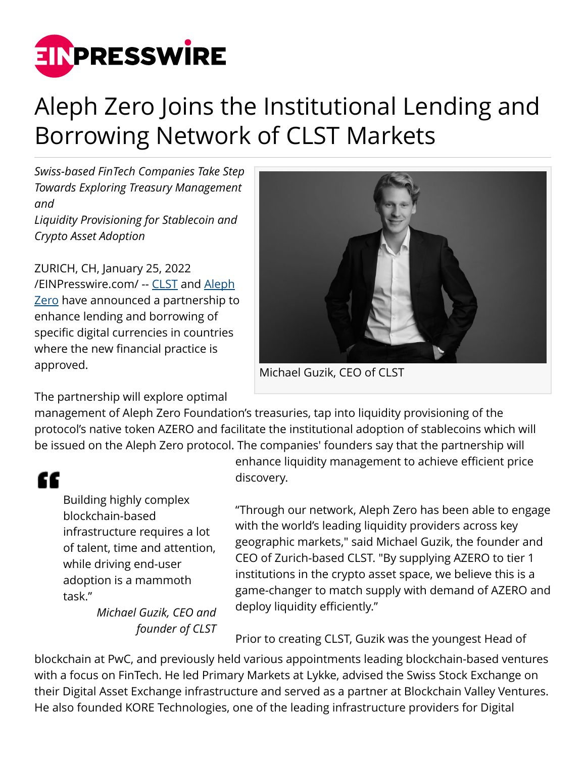# Aleph Zero Joins the Institutional Lending and Borrowing Network of CLST Markets

*Swiss-based FinTech Companies Take Step Towards Exploring Treasury Management and Liquidity Provisioning for Stablecoin and Crypto Asset Adoption*

Michael Guzik, CEO of CLST

ZURICH, CH, January 25, 2022 /EINPresswire.com/ -- [CLST] and [Aleph Zero] have announced a partnership to enhance lending and borrowing of specific digital currencies in countries where the new financial practice is approved.

The partnership will explore optimal management of Aleph Zero Foundation's treasuries, tap into liquidity provisioning of the protocol's native token AZERO and facilitate the institutional adoption of stablecoins which will be issued on the Aleph Zero protocol. The companies' founders say that the partnership will enhance liquidity management to achieve efficient price discovery.

> "Building highly complex blockchain-based infrastructure requires a lot of talent, time and attention, while driving end-user adoption is a mammoth task."
>
> *Michael Guzik, CEO and founder of CLST*

"Through our network, Aleph Zero has been able to engage with the world's leading liquidity providers across key geographic markets," said Michael Guzik, the founder and CEO of Zurich-based CLST. "By supplying AZERO to tier 1 institutions in the crypto asset space, we believe this is a game-changer to match supply with demand of AZERO and deploy liquidity efficiently."

Prior to creating CLST, Guzik was the youngest Head of blockchain at PwC, and previously held various appointments leading blockchain-based ventures with a focus on FinTech. He led Primary Markets at Lykke, advised the Swiss Stock Exchange on their Digital Asset Exchange infrastructure and served as a partner at Blockchain Valley Ventures. He also founded KORE Technologies, one of the leading infrastructure providers for Digital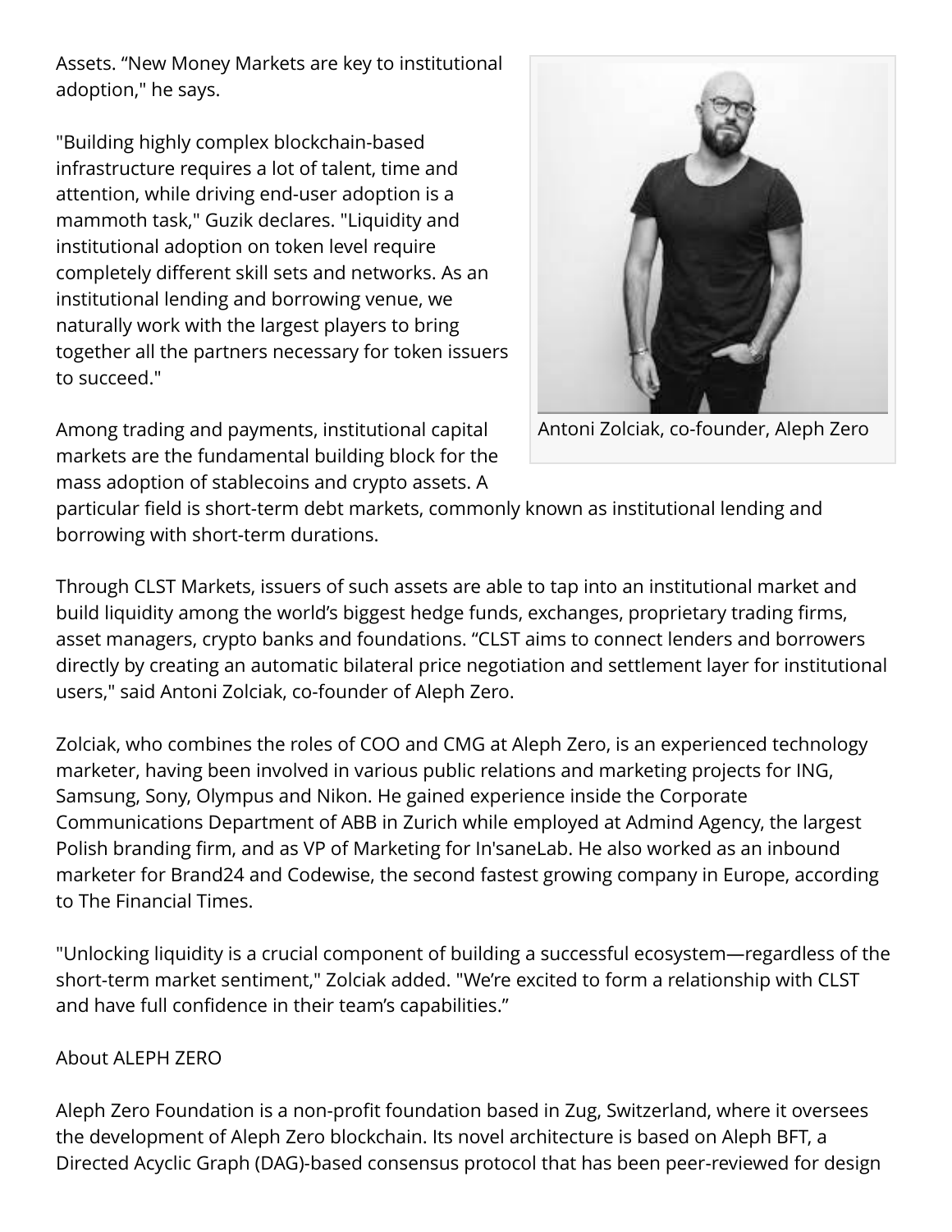Assets. “New Money Markets are key to institutional adoption," he says.

"Building highly complex blockchain-based infrastructure requires a lot of talent, time and attention, while driving end-user adoption is a mammoth task," Guzik declares. "Liquidity and institutional adoption on token level require completely different skill sets and networks. As an institutional lending and borrowing venue, we naturally work with the largest players to bring together all the partners necessary for token issuers to succeed."

Antoni Zolciak, co-founder, Aleph Zero

Among trading and payments, institutional capital markets are the fundamental building block for the mass adoption of stablecoins and crypto assets. A particular field is short-term debt markets, commonly known as institutional lending and borrowing with short-term durations.

Through CLST Markets, issuers of such assets are able to tap into an institutional market and build liquidity among the world’s biggest hedge funds, exchanges, proprietary trading firms, asset managers, crypto banks and foundations. “CLST aims to connect lenders and borrowers directly by creating an automatic bilateral price negotiation and settlement layer for institutional users," said Antoni Zolciak, co-founder of Aleph Zero.

Zolciak, who combines the roles of COO and CMG at Aleph Zero, is an experienced technology marketer, having been involved in various public relations and marketing projects for ING, Samsung, Sony, Olympus and Nikon. He gained experience inside the Corporate Communications Department of ABB in Zurich while employed at Admind Agency, the largest Polish branding firm, and as VP of Marketing for In'saneLab. He also worked as an inbound marketer for Brand24 and Codewise, the second fastest growing company in Europe, according to The Financial Times.

"Unlocking liquidity is a crucial component of building a successful ecosystem—regardless of the short-term market sentiment," Zolciak added. "We’re excited to form a relationship with CLST and have full confidence in their team’s capabilities.”

About ALEPH ZERO

Aleph Zero Foundation is a non-profit foundation based in Zug, Switzerland, where it oversees the development of Aleph Zero blockchain. Its novel architecture is based on Aleph BFT, a Directed Acyclic Graph (DAG)-based consensus protocol that has been peer-reviewed for design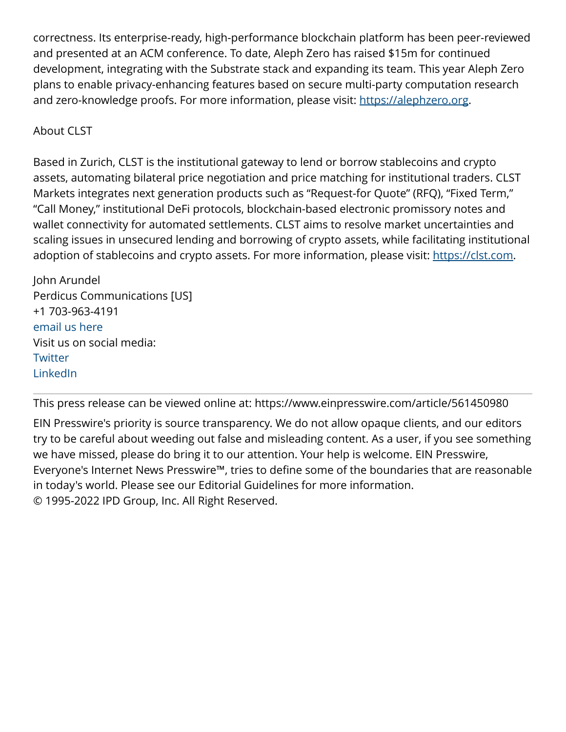correctness. Its enterprise-ready, high-performance blockchain platform has been peer-reviewed and presented at an ACM conference. To date, Aleph Zero has raised $15m for continued development, integrating with the Substrate stack and expanding its team. This year Aleph Zero plans to enable privacy-enhancing features based on secure multi-party computation research and zero-knowledge proofs. For more information, please visit: [https://alephzero.org](https://alephzero.org).

About CLST

Based in Zurich, CLST is the institutional gateway to lend or borrow stablecoins and crypto assets, automating bilateral price negotiation and price matching for institutional traders. CLST Markets integrates next generation products such as "Request-for Quote" (RFQ), "Fixed Term," "Call Money," institutional DeFi protocols, blockchain-based electronic promissory notes and wallet connectivity for automated settlements. CLST aims to resolve market uncertainties and scaling issues in unsecured lending and borrowing of crypto assets, while facilitating institutional adoption of stablecoins and crypto assets. For more information, please visit: [https://clst.com](https://clst.com).

John Arundel
Perdicus Communications [US]
+1 703-963-4191
email us here
Visit us on social media:
Twitter
LinkedIn

---

This press release can be viewed online at: https://www.einpresswire.com/article/561450980

EIN Presswire's priority is source transparency. We do not allow opaque clients, and our editors try to be careful about weeding out false and misleading content. As a user, if you see something we have missed, please do bring it to our attention. Your help is welcome. EIN Presswire, Everyone's Internet News Presswire™, tries to define some of the boundaries that are reasonable in today's world. Please see our Editorial Guidelines for more information.
© 1995-2022 IPD Group, Inc. All Right Reserved.